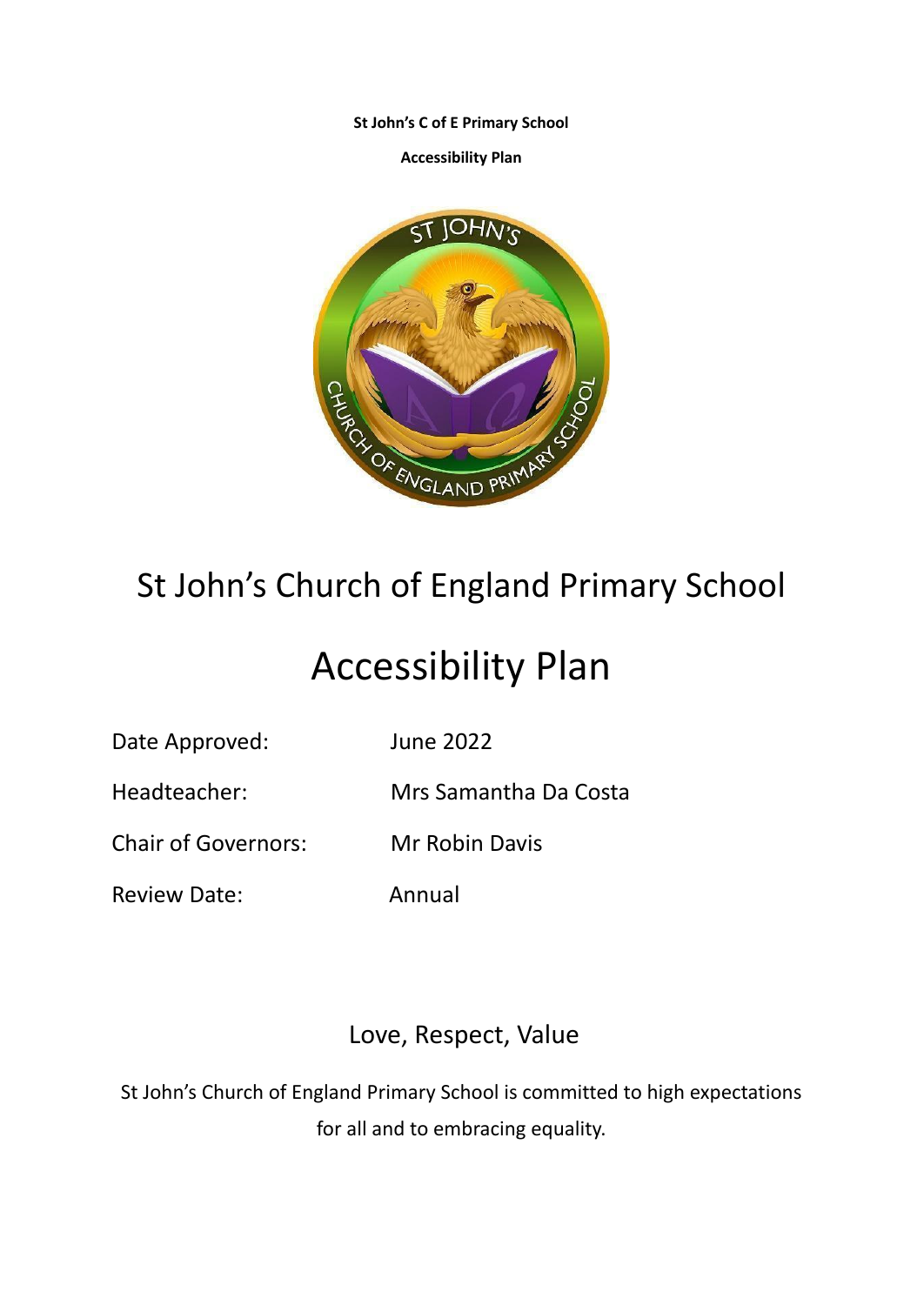**St John's C of E Primary School**

**Accessibility Plan**

# St John's Church of England Primary School

# Accessibility Plan

| | |
|---|---|
| Date Approved: | June 2022 |
| Headteacher: | Mrs Samantha Da Costa |
| Chair of Governors: | Mr Robin Davis |
| Review Date: | Annual |

Love, Respect, Value

St John's Church of England Primary School is committed to high expectations for all and to embracing equality.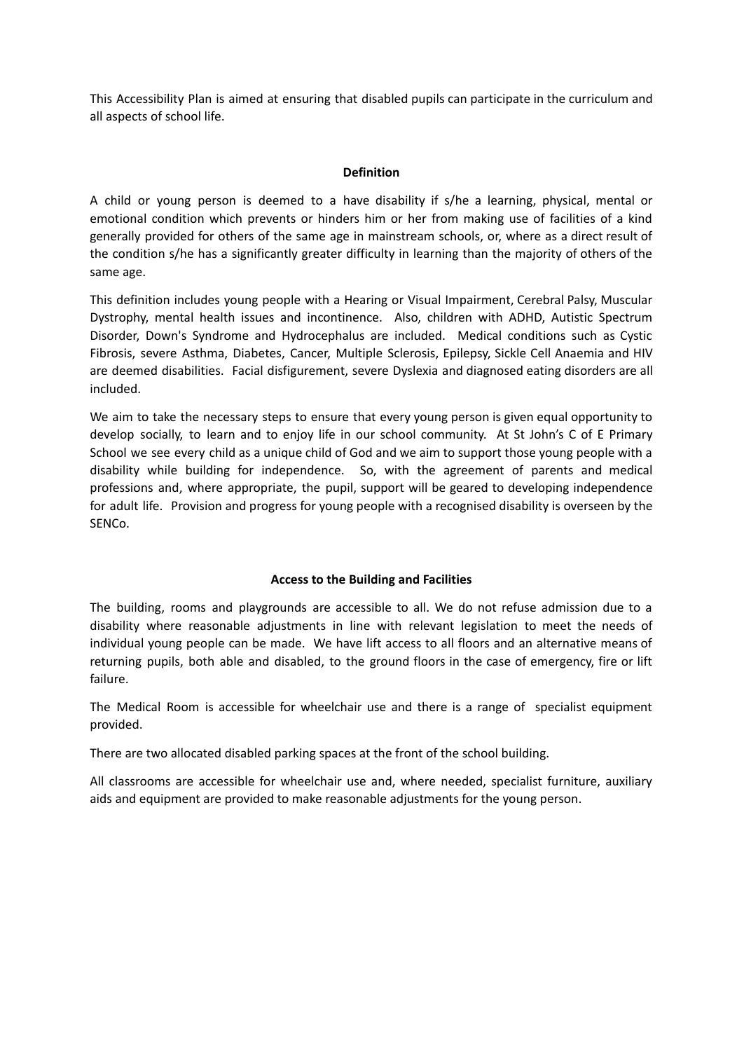This Accessibility Plan is aimed at ensuring that disabled pupils can participate in the curriculum and all aspects of school life.

## Definition

A child or young person is deemed to a have disability if s/he a learning, physical, mental or emotional condition which prevents or hinders him or her from making use of facilities of a kind generally provided for others of the same age in mainstream schools, or, where as a direct result of the condition s/he has a significantly greater difficulty in learning than the majority of others of the same age.

This definition includes young people with a Hearing or Visual Impairment, Cerebral Palsy, Muscular Dystrophy, mental health issues and incontinence. Also, children with ADHD, Autistic Spectrum Disorder, Down's Syndrome and Hydrocephalus are included. Medical conditions such as Cystic Fibrosis, severe Asthma, Diabetes, Cancer, Multiple Sclerosis, Epilepsy, Sickle Cell Anaemia and HIV are deemed disabilities. Facial disfigurement, severe Dyslexia and diagnosed eating disorders are all included.

We aim to take the necessary steps to ensure that every young person is given equal opportunity to develop socially, to learn and to enjoy life in our school community. At St John's C of E Primary School we see every child as a unique child of God and we aim to support those young people with a disability while building for independence. So, with the agreement of parents and medical professions and, where appropriate, the pupil, support will be geared to developing independence for adult life. Provision and progress for young people with a recognised disability is overseen by the SENCo.

## Access to the Building and Facilities

The building, rooms and playgrounds are accessible to all. We do not refuse admission due to a disability where reasonable adjustments in line with relevant legislation to meet the needs of individual young people can be made. We have lift access to all floors and an alternative means of returning pupils, both able and disabled, to the ground floors in the case of emergency, fire or lift failure.

The Medical Room is accessible for wheelchair use and there is a range of specialist equipment provided.

There are two allocated disabled parking spaces at the front of the school building.

All classrooms are accessible for wheelchair use and, where needed, specialist furniture, auxiliary aids and equipment are provided to make reasonable adjustments for the young person.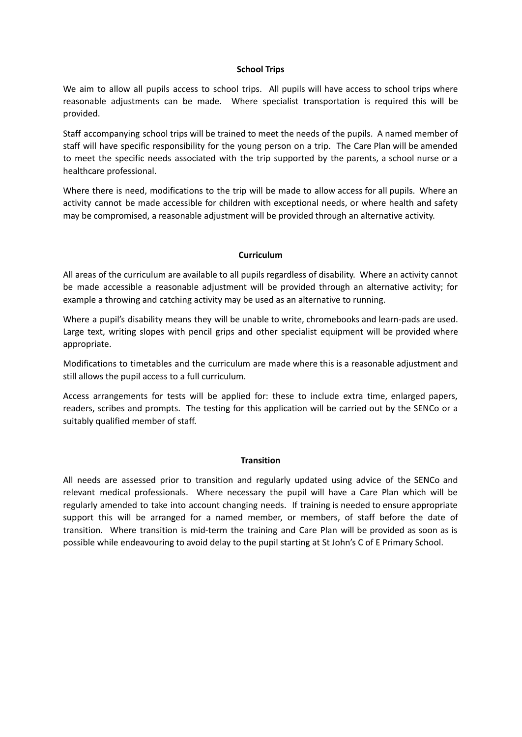## School Trips

We aim to allow all pupils access to school trips. All pupils will have access to school trips where reasonable adjustments can be made. Where specialist transportation is required this will be provided.

Staff accompanying school trips will be trained to meet the needs of the pupils. A named member of staff will have specific responsibility for the young person on a trip. The Care Plan will be amended to meet the specific needs associated with the trip supported by the parents, a school nurse or a healthcare professional.

Where there is need, modifications to the trip will be made to allow access for all pupils. Where an activity cannot be made accessible for children with exceptional needs, or where health and safety may be compromised, a reasonable adjustment will be provided through an alternative activity.

## Curriculum

All areas of the curriculum are available to all pupils regardless of disability. Where an activity cannot be made accessible a reasonable adjustment will be provided through an alternative activity; for example a throwing and catching activity may be used as an alternative to running.

Where a pupil's disability means they will be unable to write, chromebooks and learn-pads are used. Large text, writing slopes with pencil grips and other specialist equipment will be provided where appropriate.

Modifications to timetables and the curriculum are made where this is a reasonable adjustment and still allows the pupil access to a full curriculum.

Access arrangements for tests will be applied for: these to include extra time, enlarged papers, readers, scribes and prompts. The testing for this application will be carried out by the SENCo or a suitably qualified member of staff.

## Transition

All needs are assessed prior to transition and regularly updated using advice of the SENCo and relevant medical professionals. Where necessary the pupil will have a Care Plan which will be regularly amended to take into account changing needs. If training is needed to ensure appropriate support this will be arranged for a named member, or members, of staff before the date of transition. Where transition is mid-term the training and Care Plan will be provided as soon as is possible while endeavouring to avoid delay to the pupil starting at St John's C of E Primary School.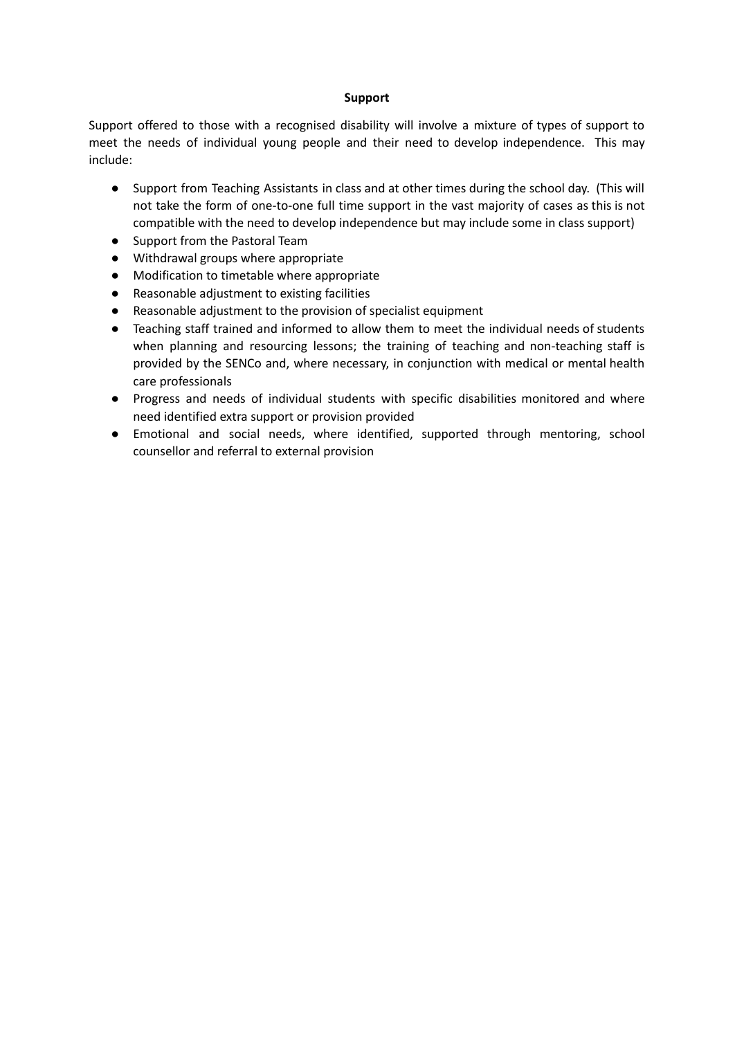**Support**

Support offered to those with a recognised disability will involve a mixture of types of support to meet the needs of individual young people and their need to develop independence. This may include:

- Support from Teaching Assistants in class and at other times during the school day. (This will not take the form of one-to-one full time support in the vast majority of cases as this is not compatible with the need to develop independence but may include some in class support)
- Support from the Pastoral Team
- Withdrawal groups where appropriate
- Modification to timetable where appropriate
- Reasonable adjustment to existing facilities
- Reasonable adjustment to the provision of specialist equipment
- Teaching staff trained and informed to allow them to meet the individual needs of students when planning and resourcing lessons; the training of teaching and non-teaching staff is provided by the SENCo and, where necessary, in conjunction with medical or mental health care professionals
- Progress and needs of individual students with specific disabilities monitored and where need identified extra support or provision provided
- Emotional and social needs, where identified, supported through mentoring, school counsellor and referral to external provision